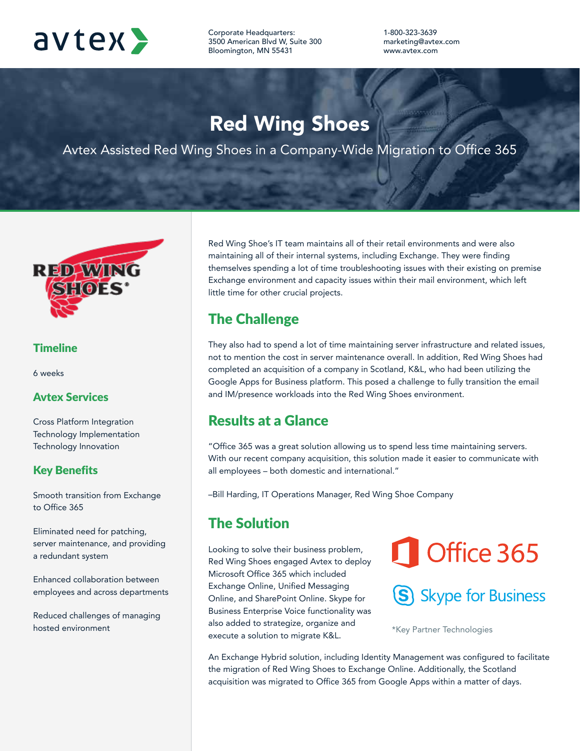avtex

Corporate Headquarters:
3500 American Blvd W, Suite 300
Bloomington, MN 55431

1-800-323-3639
marketing@avtex.com
www.avtex.com

# Red Wing Shoes

Avtex Assisted Red Wing Shoes in a Company-Wide Migration to Office 365

## Timeline

6 weeks

## Avtex Services

Cross Platform Integration
Technology Implementation
Technology Innovation

## Key Benefits

Smooth transition from Exchange to Office 365

Eliminated need for patching, server maintenance, and providing a redundant system

Enhanced collaboration between employees and across departments

Reduced challenges of managing hosted environment

Red Wing Shoe's IT team maintains all of their retail environments and were also maintaining all of their internal systems, including Exchange. They were finding themselves spending a lot of time troubleshooting issues with their existing on premise Exchange environment and capacity issues within their mail environment, which left little time for other crucial projects.

## The Challenge

They also had to spend a lot of time maintaining server infrastructure and related issues, not to mention the cost in server maintenance overall. In addition, Red Wing Shoes had completed an acquisition of a company in Scotland, K&L, who had been utilizing the Google Apps for Business platform. This posed a challenge to fully transition the email and IM/presence workloads into the Red Wing Shoes environment.

## Results at a Glance

"Office 365 was a great solution allowing us to spend less time maintaining servers. With our recent company acquisition, this solution made it easier to communicate with all employees – both domestic and international."

–Bill Harding, IT Operations Manager, Red Wing Shoe Company

## The Solution

Looking to solve their business problem, Red Wing Shoes engaged Avtex to deploy Microsoft Office 365 which included Exchange Online, Unified Messaging Online, and SharePoint Online. Skype for Business Enterprise Voice functionality was also added to strategize, organize and execute a solution to migrate K&L.

Office 365

Skype for Business

*Key Partner Technologies

An Exchange Hybrid solution, including Identity Management was configured to facilitate the migration of Red Wing Shoes to Exchange Online. Additionally, the Scotland acquisition was migrated to Office 365 from Google Apps within a matter of days.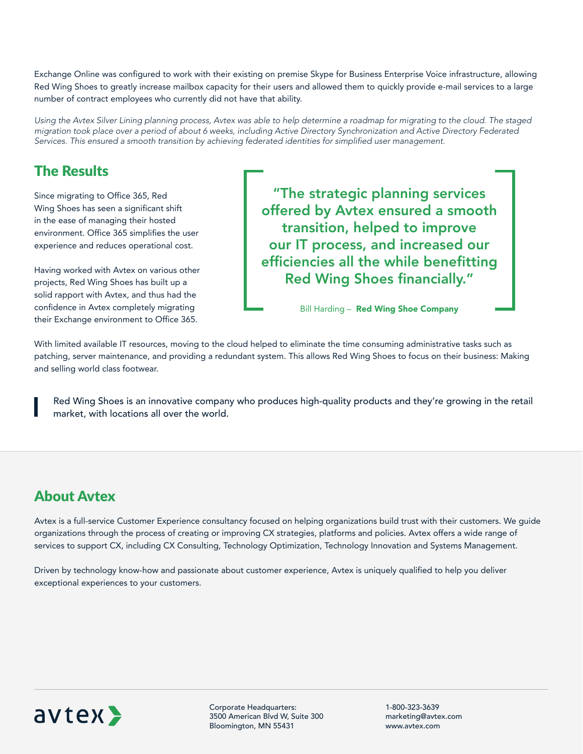Exchange Online was configured to work with their existing on premise Skype for Business Enterprise Voice infrastructure, allowing Red Wing Shoes to greatly increase mailbox capacity for their users and allowed them to quickly provide e-mail services to a large number of contract employees who currently did not have that ability.

*Using the Avtex Silver Lining planning process, Avtex was able to help determine a roadmap for migrating to the cloud. The staged migration took place over a period of about 6 weeks, including Active Directory Synchronization and Active Directory Federated Services. This ensured a smooth transition by achieving federated identities for simplified user management.*

## The Results

Since migrating to Office 365, Red Wing Shoes has seen a significant shift in the ease of managing their hosted environment. Office 365 simplifies the user experience and reduces operational cost.

Having worked with Avtex on various other projects, Red Wing Shoes has built up a solid rapport with Avtex, and thus had the confidence in Avtex completely migrating their Exchange environment to Office 365.

> **"The strategic planning services offered by Avtex ensured a smooth transition, helped to improve our IT process, and increased our efficiencies all the while benefitting Red Wing Shoes financially."**
>
> Bill Harding – **Red Wing Shoe Company**

With limited available IT resources, moving to the cloud helped to eliminate the time consuming administrative tasks such as patching, server maintenance, and providing a redundant system. This allows Red Wing Shoes to focus on their business: Making and selling world class footwear.

> Red Wing Shoes is an innovative company who produces high-quality products and they're growing in the retail market, with locations all over the world.

## About Avtex

Avtex is a full-service Customer Experience consultancy focused on helping organizations build trust with their customers. We guide organizations through the process of creating or improving CX strategies, platforms and policies. Avtex offers a wide range of services to support CX, including CX Consulting, Technology Optimization, Technology Innovation and Systems Management.

Driven by technology know-how and passionate about customer experience, Avtex is uniquely qualified to help you deliver exceptional experiences to your customers.

avtex

Corporate Headquarters:
3500 American Blvd W, Suite 300
Bloomington, MN 55431

1-800-323-3639
marketing@avtex.com
www.avtex.com